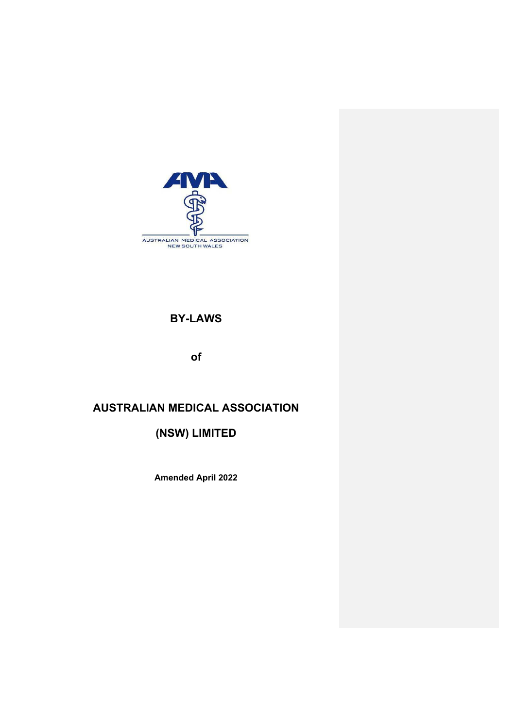# BY-LAWS

of

# AUSTRALIAN MEDICAL ASSOCIATION

# (NSW) LIMITED

**Amended April 2022**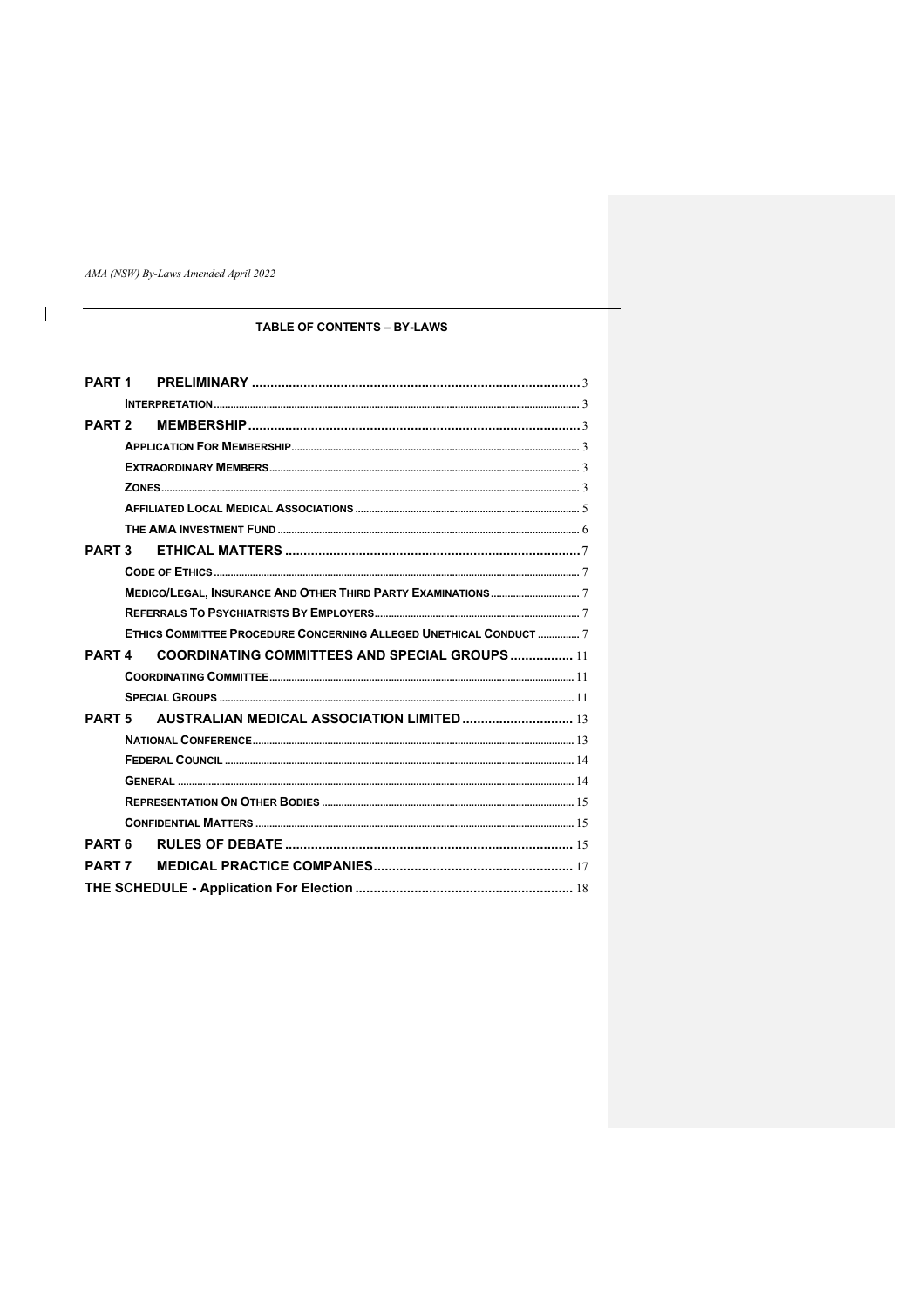## TABLE OF CONTENTS – BY-LAWS

| | | |
|---|---|---|
| **PART 1** | **PRELIMINARY** | 3 |
| | **INTERPRETATION** | 3 |
| **PART 2** | **MEMBERSHIP** | 3 |
| | **APPLICATION FOR MEMBERSHIP** | 3 |
| | **EXTRAORDINARY MEMBERS** | 3 |
| | **ZONES** | 3 |
| | **AFFILIATED LOCAL MEDICAL ASSOCIATIONS** | 5 |
| | **THE AMA INVESTMENT FUND** | 6 |
| **PART 3** | **ETHICAL MATTERS** | 7 |
| | **CODE OF ETHICS** | 7 |
| | **MEDICO/LEGAL, INSURANCE AND OTHER THIRD PARTY EXAMINATIONS** | 7 |
| | **REFERRALS TO PSYCHIATRISTS BY EMPLOYERS** | 7 |
| | **ETHICS COMMITTEE PROCEDURE CONCERNING ALLEGED UNETHICAL CONDUCT** | 7 |
| **PART 4** | **COORDINATING COMMITTEES AND SPECIAL GROUPS** | 11 |
| | **COORDINATING COMMITTEE** | 11 |
| | **SPECIAL GROUPS** | 11 |
| **PART 5** | **AUSTRALIAN MEDICAL ASSOCIATION LIMITED** | 13 |
| | **NATIONAL CONFERENCE** | 13 |
| | **FEDERAL COUNCIL** | 14 |
| | **GENERAL** | 14 |
| | **REPRESENTATION ON OTHER BODIES** | 15 |
| | **CONFIDENTIAL MATTERS** | 15 |
| **PART 6** | **RULES OF DEBATE** | 15 |
| **PART 7** | **MEDICAL PRACTICE COMPANIES** | 17 |
| **THE SCHEDULE - Application For Election** | | 18 |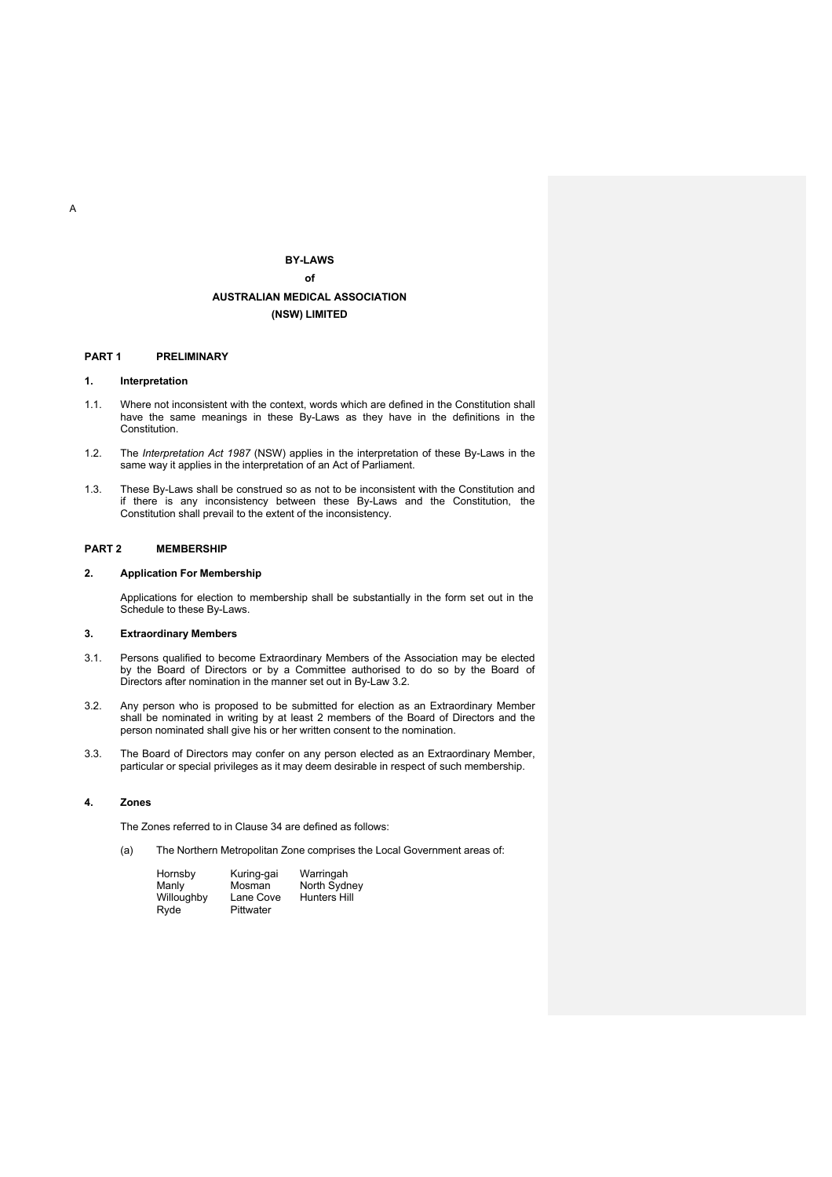A

**BY-LAWS**

**of**

**AUSTRALIAN MEDICAL ASSOCIATION**

**(NSW) LIMITED**

## PART 1 PRELIMINARY

### 1. Interpretation

1.1. Where not inconsistent with the context, words which are defined in the Constitution shall have the same meanings in these By-Laws as they have in the definitions in the Constitution.

1.2. The *Interpretation Act 1987* (NSW) applies in the interpretation of these By-Laws in the same way it applies in the interpretation of an Act of Parliament.

1.3. These By-Laws shall be construed so as not to be inconsistent with the Constitution and if there is any inconsistency between these By-Laws and the Constitution, the Constitution shall prevail to the extent of the inconsistency.

## PART 2 MEMBERSHIP

### 2. Application For Membership

Applications for election to membership shall be substantially in the form set out in the Schedule to these By-Laws.

### 3. Extraordinary Members

3.1. Persons qualified to become Extraordinary Members of the Association may be elected by the Board of Directors or by a Committee authorised to do so by the Board of Directors after nomination in the manner set out in By-Law 3.2.

3.2. Any person who is proposed to be submitted for election as an Extraordinary Member shall be nominated in writing by at least 2 members of the Board of Directors and the person nominated shall give his or her written consent to the nomination.

3.3. The Board of Directors may confer on any person elected as an Extraordinary Member, particular or special privileges as it may deem desirable in respect of such membership.

### 4. Zones

The Zones referred to in Clause 34 are defined as follows:

(a) The Northern Metropolitan Zone comprises the Local Government areas of:

| | | |
|---|---|---|
| Hornsby | Kuring-gai | Warringah |
| Manly | Mosman | North Sydney |
| Willoughby | Lane Cove | Hunters Hill |
| Ryde | Pittwater | |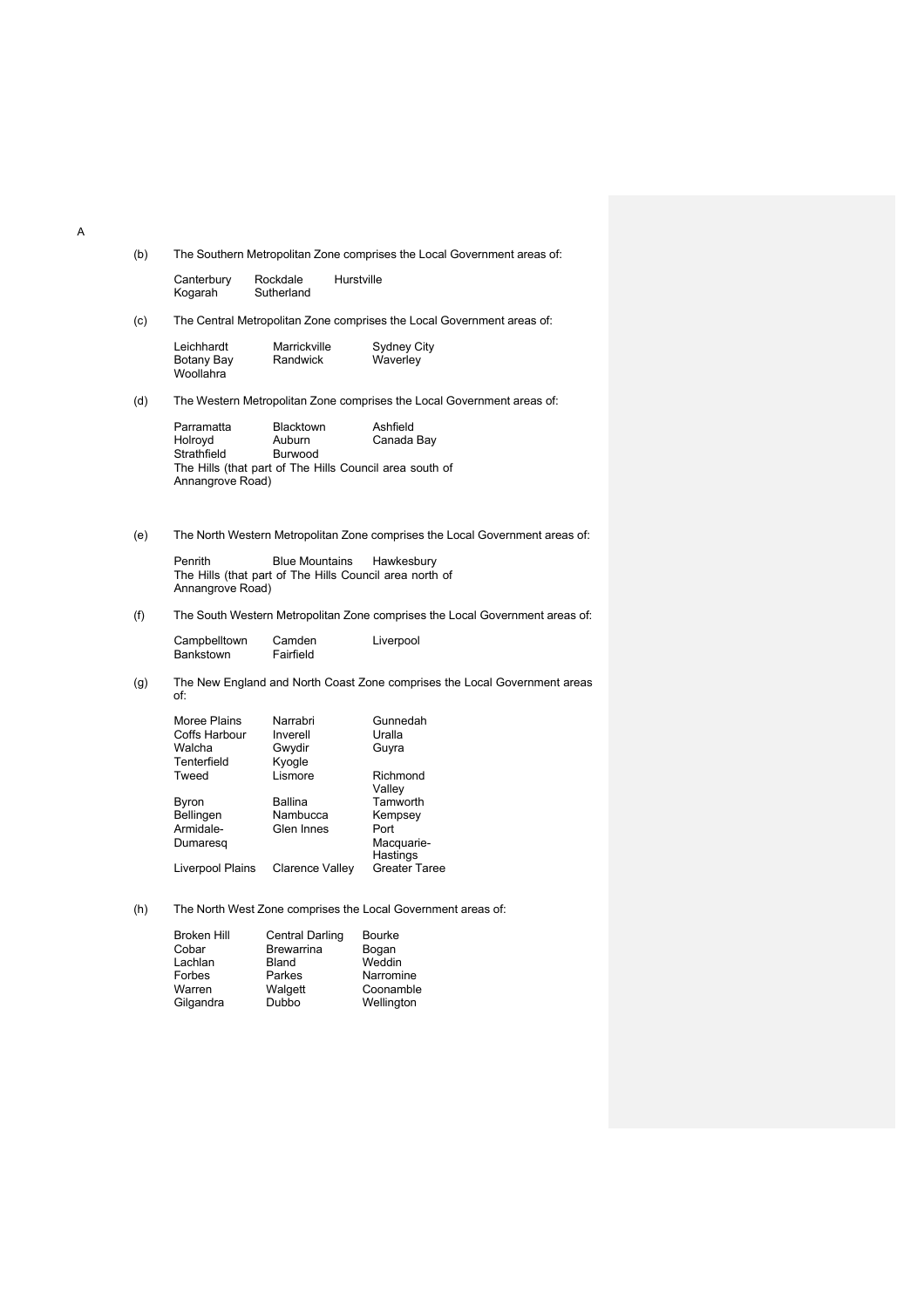A

(b) The Southern Metropolitan Zone comprises the Local Government areas of:

| | | |
|---|---|---|
| Canterbury | Rockdale | Hurstville |
| Kogarah | Sutherland | |

(c) The Central Metropolitan Zone comprises the Local Government areas of:

| | | |
|---|---|---|
| Leichhardt | Marrickville | Sydney City |
| Botany Bay | Randwick | Waverley |
| Woollahra | | |

(d) The Western Metropolitan Zone comprises the Local Government areas of:

| | | |
|---|---|---|
| Parramatta | Blacktown | Ashfield |
| Holroyd | Auburn | Canada Bay |
| Strathfield | Burwood | |

The Hills (that part of The Hills Council area south of Annangrove Road)

(e) The North Western Metropolitan Zone comprises the Local Government areas of:

| | | |
|---|---|---|
| Penrith | Blue Mountains | Hawkesbury |

The Hills (that part of The Hills Council area north of Annangrove Road)

(f) The South Western Metropolitan Zone comprises the Local Government areas of:

| | | |
|---|---|---|
| Campbelltown | Camden | Liverpool |
| Bankstown | Fairfield | |

(g) The New England and North Coast Zone comprises the Local Government areas of:

| | | |
|---|---|---|
| Moree Plains | Narrabri | Gunnedah |
| Coffs Harbour | Inverell | Uralla |
| Walcha | Gwydir | Guyra |
| Tenterfield | Kyogle | |
| Tweed | Lismore | Richmond Valley |
| Byron | Ballina | Tamworth |
| Bellingen | Nambucca | Kempsey |
| Armidale-Dumaresq | Glen Innes | Port Macquarie-Hastings |
| Liverpool Plains | Clarence Valley | Greater Taree |

(h) The North West Zone comprises the Local Government areas of:

| | | |
|---|---|---|
| Broken Hill | Central Darling | Bourke |
| Cobar | Brewarrina | Bogan |
| Lachlan | Bland | Weddin |
| Forbes | Parkes | Narromine |
| Warren | Walgett | Coonamble |
| Gilgandra | Dubbo | Wellington |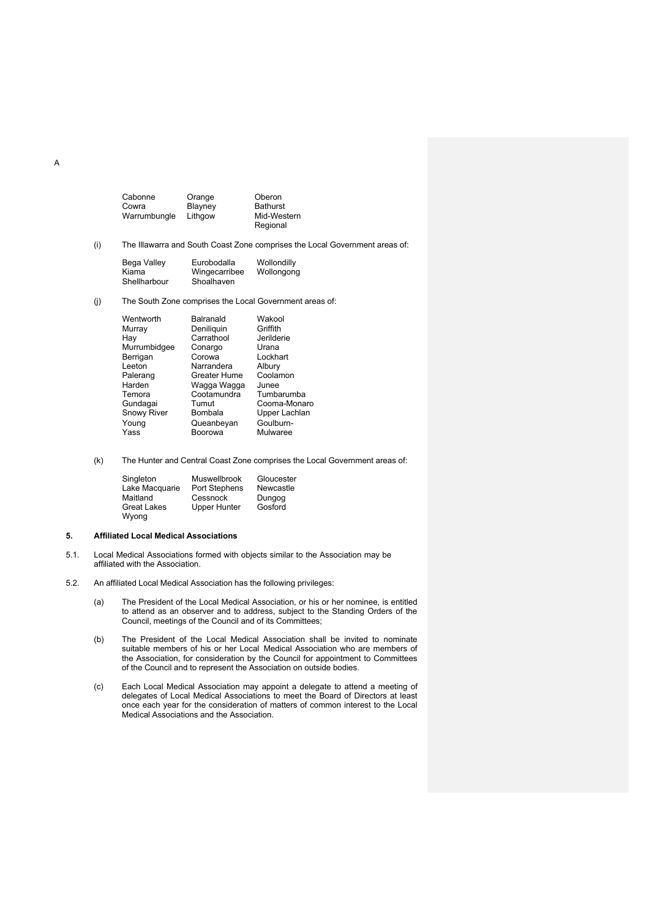A

| | | |
|---|---|---|
| Cabonne | Orange | Oberon |
| Cowra | Blayney | Bathurst |
| Warrumbungle | Lithgow | Mid-Western Regional |

(i) The Illawarra and South Coast Zone comprises the Local Government areas of:

| | | |
|---|---|---|
| Bega Valley | Eurobodalla | Wollondilly |
| Kiama | Wingecarribee | Wollongong |
| Shellharbour | Shoalhaven | |

(j) The South Zone comprises the Local Government areas of:

| | | |
|---|---|---|
| Wentworth | Balranald | Wakool |
| Murray | Deniliquin | Griffith |
| Hay | Carrathool | Jerilderie |
| Murrumbidgee | Conargo | Urana |
| Berrigan | Corowa | Lockhart |
| Leeton | Narrandera | Albury |
| Palerang | Greater Hume | Coolamon |
| Harden | Wagga Wagga | Junee |
| Temora | Cootamundra | Tumbarumba |
| Gundagai | Tumut | Cooma-Monaro |
| Snowy River | Bombala | Upper Lachlan |
| Young | Queanbeyan | Goulburn-Mulwaree |
| Yass | Boorowa | |

(k) The Hunter and Central Coast Zone comprises the Local Government areas of:

| | | |
|---|---|---|
| Singleton | Muswellbrook | Gloucester |
| Lake Macquarie | Port Stephens | Newcastle |
| Maitland | Cessnock | Dungog |
| Great Lakes | Upper Hunter | Gosford |
| Wyong | | |

## 5. Affiliated Local Medical Associations

5.1. Local Medical Associations formed with objects similar to the Association may be affiliated with the Association.

5.2. An affiliated Local Medical Association has the following privileges:

(a) The President of the Local Medical Association, or his or her nominee, is entitled to attend as an observer and to address, subject to the Standing Orders of the Council, meetings of the Council and of its Committees;

(b) The President of the Local Medical Association shall be invited to nominate suitable members of his or her Local Medical Association who are members of the Association, for consideration by the Council for appointment to Committees of the Council and to represent the Association on outside bodies.

(c) Each Local Medical Association may appoint a delegate to attend a meeting of delegates of Local Medical Associations to meet the Board of Directors at least once each year for the consideration of matters of common interest to the Local Medical Associations and the Association.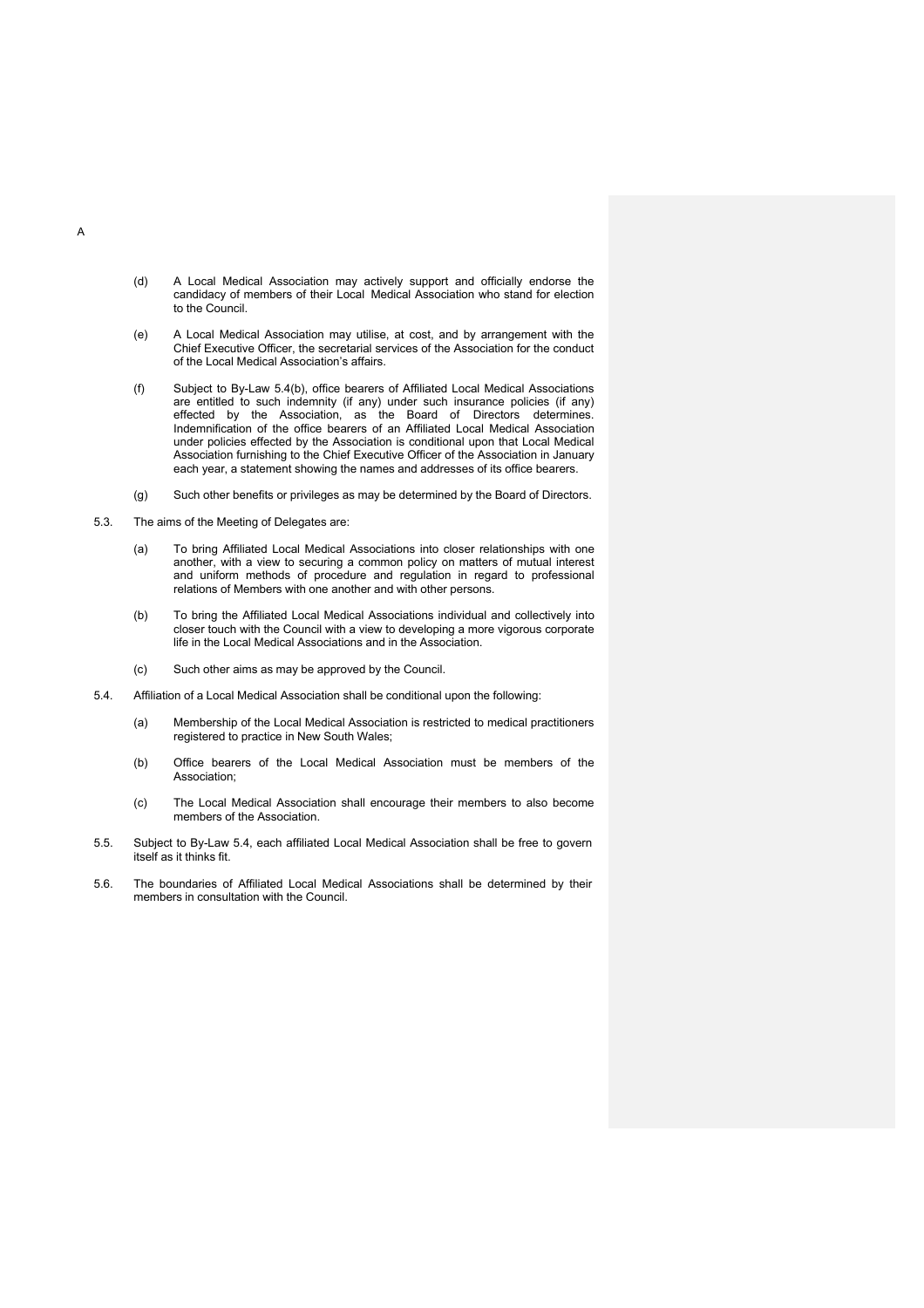A

(d) A Local Medical Association may actively support and officially endorse the candidacy of members of their Local Medical Association who stand for election to the Council.

(e) A Local Medical Association may utilise, at cost, and by arrangement with the Chief Executive Officer, the secretarial services of the Association for the conduct of the Local Medical Association's affairs.

(f) Subject to By-Law 5.4(b), office bearers of Affiliated Local Medical Associations are entitled to such indemnity (if any) under such insurance policies (if any) effected by the Association, as the Board of Directors determines. Indemnification of the office bearers of an Affiliated Local Medical Association under policies effected by the Association is conditional upon that Local Medical Association furnishing to the Chief Executive Officer of the Association in January each year, a statement showing the names and addresses of its office bearers.

(g) Such other benefits or privileges as may be determined by the Board of Directors.

5.3. The aims of the Meeting of Delegates are:

(a) To bring Affiliated Local Medical Associations into closer relationships with one another, with a view to securing a common policy on matters of mutual interest and uniform methods of procedure and regulation in regard to professional relations of Members with one another and with other persons.

(b) To bring the Affiliated Local Medical Associations individual and collectively into closer touch with the Council with a view to developing a more vigorous corporate life in the Local Medical Associations and in the Association.

(c) Such other aims as may be approved by the Council.

5.4. Affiliation of a Local Medical Association shall be conditional upon the following:

(a) Membership of the Local Medical Association is restricted to medical practitioners registered to practice in New South Wales;

(b) Office bearers of the Local Medical Association must be members of the Association;

(c) The Local Medical Association shall encourage their members to also become members of the Association.

5.5. Subject to By-Law 5.4, each affiliated Local Medical Association shall be free to govern itself as it thinks fit.

5.6. The boundaries of Affiliated Local Medical Associations shall be determined by their members in consultation with the Council.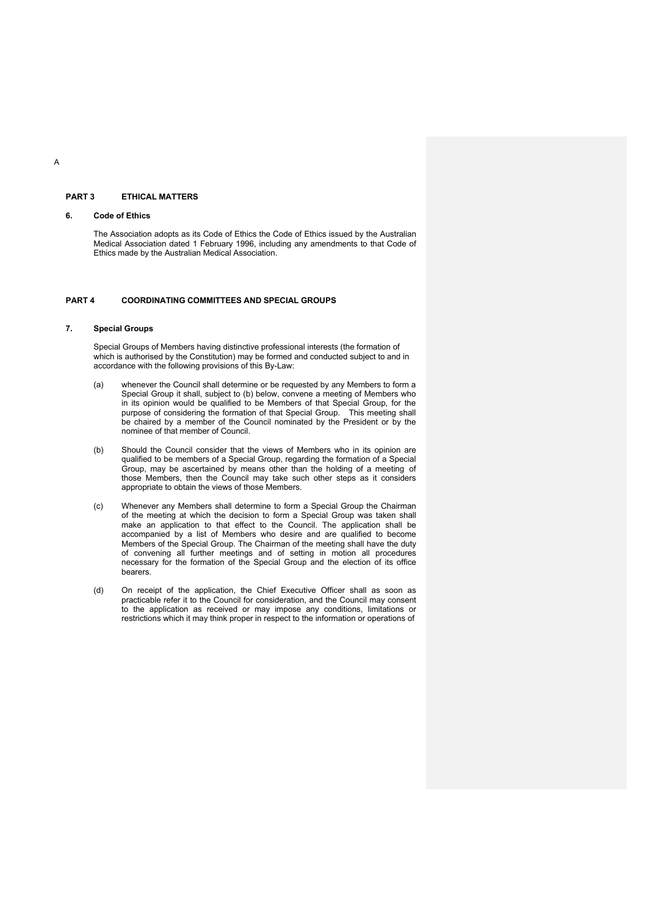A

## PART 3 ETHICAL MATTERS

### 6. Code of Ethics

The Association adopts as its Code of Ethics the Code of Ethics issued by the Australian Medical Association dated 1 February 1996, including any amendments to that Code of Ethics made by the Australian Medical Association.

## PART 4 COORDINATING COMMITTEES AND SPECIAL GROUPS

### 7. Special Groups

Special Groups of Members having distinctive professional interests (the formation of which is authorised by the Constitution) may be formed and conducted subject to and in accordance with the following provisions of this By-Law:

(a) whenever the Council shall determine or be requested by any Members to form a Special Group it shall, subject to (b) below, convene a meeting of Members who in its opinion would be qualified to be Members of that Special Group, for the purpose of considering the formation of that Special Group. This meeting shall be chaired by a member of the Council nominated by the President or by the nominee of that member of Council.

(b) Should the Council consider that the views of Members who in its opinion are qualified to be members of a Special Group, regarding the formation of a Special Group, may be ascertained by means other than the holding of a meeting of those Members, then the Council may take such other steps as it considers appropriate to obtain the views of those Members.

(c) Whenever any Members shall determine to form a Special Group the Chairman of the meeting at which the decision to form a Special Group was taken shall make an application to that effect to the Council. The application shall be accompanied by a list of Members who desire and are qualified to become Members of the Special Group. The Chairman of the meeting shall have the duty of convening all further meetings and of setting in motion all procedures necessary for the formation of the Special Group and the election of its office bearers.

(d) On receipt of the application, the Chief Executive Officer shall as soon as practicable refer it to the Council for consideration, and the Council may consent to the application as received or may impose any conditions, limitations or restrictions which it may think proper in respect to the information or operations of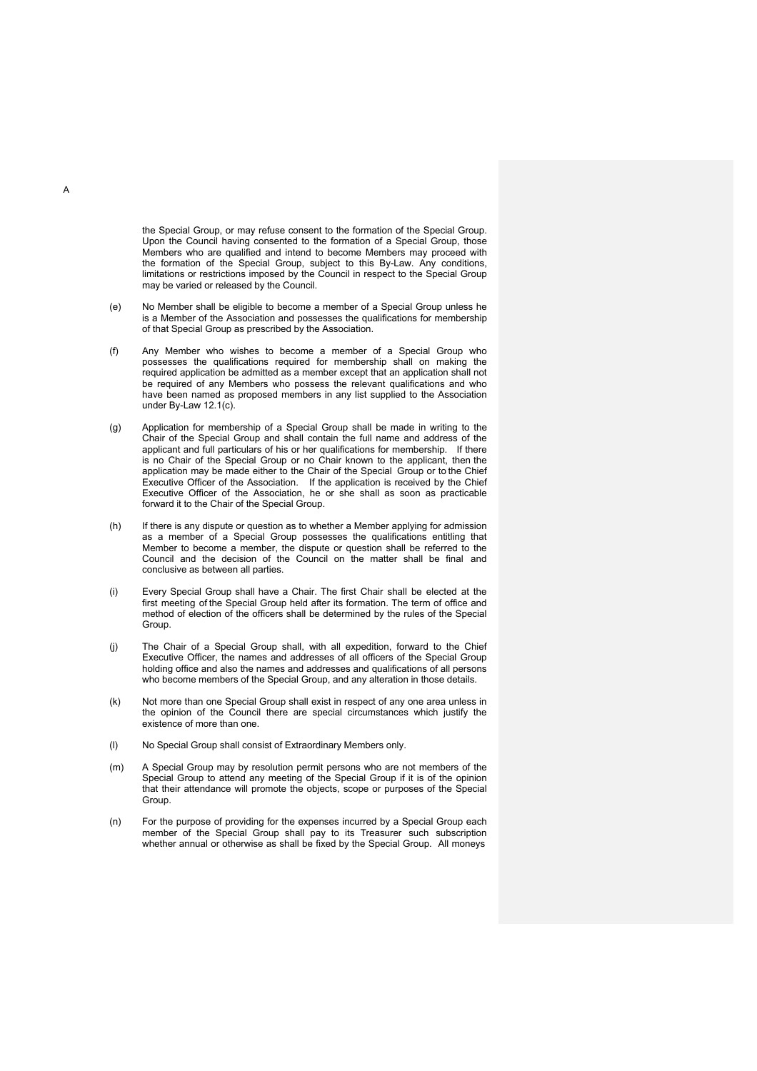A

the Special Group, or may refuse consent to the formation of the Special Group. Upon the Council having consented to the formation of a Special Group, those Members who are qualified and intend to become Members may proceed with the formation of the Special Group, subject to this By-Law. Any conditions, limitations or restrictions imposed by the Council in respect to the Special Group may be varied or released by the Council.

(e) No Member shall be eligible to become a member of a Special Group unless he is a Member of the Association and possesses the qualifications for membership of that Special Group as prescribed by the Association.

(f) Any Member who wishes to become a member of a Special Group who possesses the qualifications required for membership shall on making the required application be admitted as a member except that an application shall not be required of any Members who possess the relevant qualifications and who have been named as proposed members in any list supplied to the Association under By-Law 12.1(c).

(g) Application for membership of a Special Group shall be made in writing to the Chair of the Special Group and shall contain the full name and address of the applicant and full particulars of his or her qualifications for membership. If there is no Chair of the Special Group or no Chair known to the applicant, then the application may be made either to the Chair of the Special Group or to the Chief Executive Officer of the Association. If the application is received by the Chief Executive Officer of the Association, he or she shall as soon as practicable forward it to the Chair of the Special Group.

(h) If there is any dispute or question as to whether a Member applying for admission as a member of a Special Group possesses the qualifications entitling that Member to become a member, the dispute or question shall be referred to the Council and the decision of the Council on the matter shall be final and conclusive as between all parties.

(i) Every Special Group shall have a Chair. The first Chair shall be elected at the first meeting of the Special Group held after its formation. The term of office and method of election of the officers shall be determined by the rules of the Special Group.

(j) The Chair of a Special Group shall, with all expedition, forward to the Chief Executive Officer, the names and addresses of all officers of the Special Group holding office and also the names and addresses and qualifications of all persons who become members of the Special Group, and any alteration in those details.

(k) Not more than one Special Group shall exist in respect of any one area unless in the opinion of the Council there are special circumstances which justify the existence of more than one.

(l) No Special Group shall consist of Extraordinary Members only.

(m) A Special Group may by resolution permit persons who are not members of the Special Group to attend any meeting of the Special Group if it is of the opinion that their attendance will promote the objects, scope or purposes of the Special Group.

(n) For the purpose of providing for the expenses incurred by a Special Group each member of the Special Group shall pay to its Treasurer such subscription whether annual or otherwise as shall be fixed by the Special Group. All moneys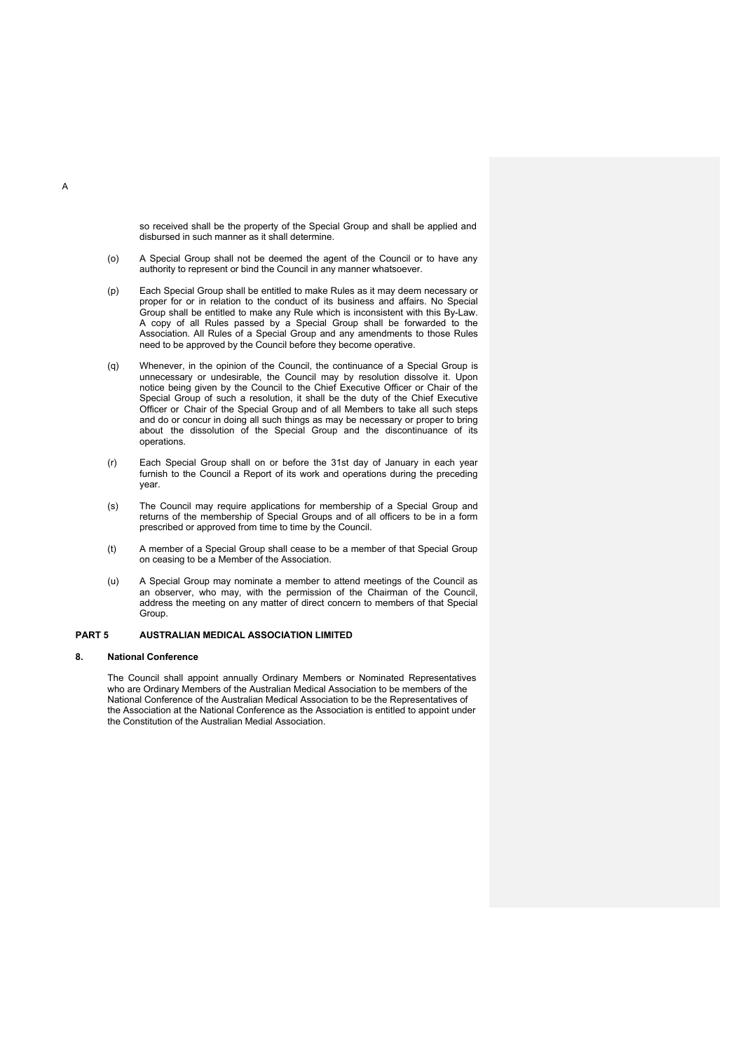so received shall be the property of the Special Group and shall be applied and disbursed in such manner as it shall determine.

(o) A Special Group shall not be deemed the agent of the Council or to have any authority to represent or bind the Council in any manner whatsoever.

(p) Each Special Group shall be entitled to make Rules as it may deem necessary or proper for or in relation to the conduct of its business and affairs. No Special Group shall be entitled to make any Rule which is inconsistent with this By-Law. A copy of all Rules passed by a Special Group shall be forwarded to the Association. All Rules of a Special Group and any amendments to those Rules need to be approved by the Council before they become operative.

(q) Whenever, in the opinion of the Council, the continuance of a Special Group is unnecessary or undesirable, the Council may by resolution dissolve it. Upon notice being given by the Council to the Chief Executive Officer or Chair of the Special Group of such a resolution, it shall be the duty of the Chief Executive Officer or Chair of the Special Group and of all Members to take all such steps and do or concur in doing all such things as may be necessary or proper to bring about the dissolution of the Special Group and the discontinuance of its operations.

(r) Each Special Group shall on or before the 31st day of January in each year furnish to the Council a Report of its work and operations during the preceding year.

(s) The Council may require applications for membership of a Special Group and returns of the membership of Special Groups and of all officers to be in a form prescribed or approved from time to time by the Council.

(t) A member of a Special Group shall cease to be a member of that Special Group on ceasing to be a Member of the Association.

(u) A Special Group may nominate a member to attend meetings of the Council as an observer, who may, with the permission of the Chairman of the Council, address the meeting on any matter of direct concern to members of that Special Group.

## PART 5 AUSTRALIAN MEDICAL ASSOCIATION LIMITED

### 8. National Conference

The Council shall appoint annually Ordinary Members or Nominated Representatives who are Ordinary Members of the Australian Medical Association to be members of the National Conference of the Australian Medical Association to be the Representatives of the Association at the National Conference as the Association is entitled to appoint under the Constitution of the Australian Medial Association.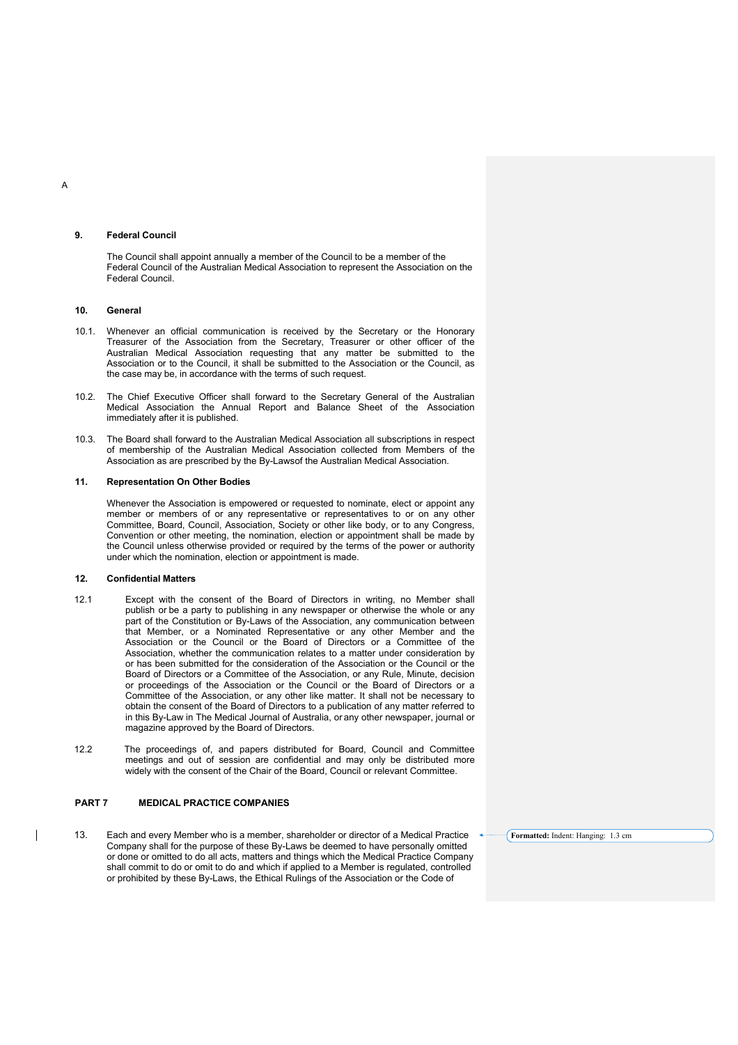A

## 9. Federal Council

The Council shall appoint annually a member of the Council to be a member of the Federal Council of the Australian Medical Association to represent the Association on the Federal Council.

## 10. General

10.1. Whenever an official communication is received by the Secretary or the Honorary Treasurer of the Association from the Secretary, Treasurer or other officer of the Australian Medical Association requesting that any matter be submitted to the Association or to the Council, it shall be submitted to the Association or the Council, as the case may be, in accordance with the terms of such request.

10.2. The Chief Executive Officer shall forward to the Secretary General of the Australian Medical Association the Annual Report and Balance Sheet of the Association immediately after it is published.

10.3. The Board shall forward to the Australian Medical Association all subscriptions in respect of membership of the Australian Medical Association collected from Members of the Association as are prescribed by the By-Lawsof the Australian Medical Association.

## 11. Representation On Other Bodies

Whenever the Association is empowered or requested to nominate, elect or appoint any member or members of or any representative or representatives to or on any other Committee, Board, Council, Association, Society or other like body, or to any Congress, Convention or other meeting, the nomination, election or appointment shall be made by the Council unless otherwise provided or required by the terms of the power or authority under which the nomination, election or appointment is made.

## 12. Confidential Matters

12.1 Except with the consent of the Board of Directors in writing, no Member shall publish or be a party to publishing in any newspaper or otherwise the whole or any part of the Constitution or By-Laws of the Association, any communication between that Member, or a Nominated Representative or any other Member and the Association or the Council or the Board of Directors or a Committee of the Association, whether the communication relates to a matter under consideration by or has been submitted for the consideration of the Association or the Council or the Board of Directors or a Committee of the Association, or any Rule, Minute, decision or proceedings of the Association or the Council or the Board of Directors or a Committee of the Association, or any other like matter. It shall not be necessary to obtain the consent of the Board of Directors to a publication of any matter referred to in this By-Law in The Medical Journal of Australia, or any other newspaper, journal or magazine approved by the Board of Directors.

12.2 The proceedings of, and papers distributed for Board, Council and Committee meetings and out of session are confidential and may only be distributed more widely with the consent of the Chair of the Board, Council or relevant Committee.

# PART 7 MEDICAL PRACTICE COMPANIES

13. Each and every Member who is a member, shareholder or director of a Medical Practice Company shall for the purpose of these By-Laws be deemed to have personally omitted or done or omitted to do all acts, matters and things which the Medical Practice Company shall commit to do or omit to do and which if applied to a Member is regulated, controlled or prohibited by these By-Laws, the Ethical Rulings of the Association or the Code of

Formatted: Indent: Hanging: 1.3 cm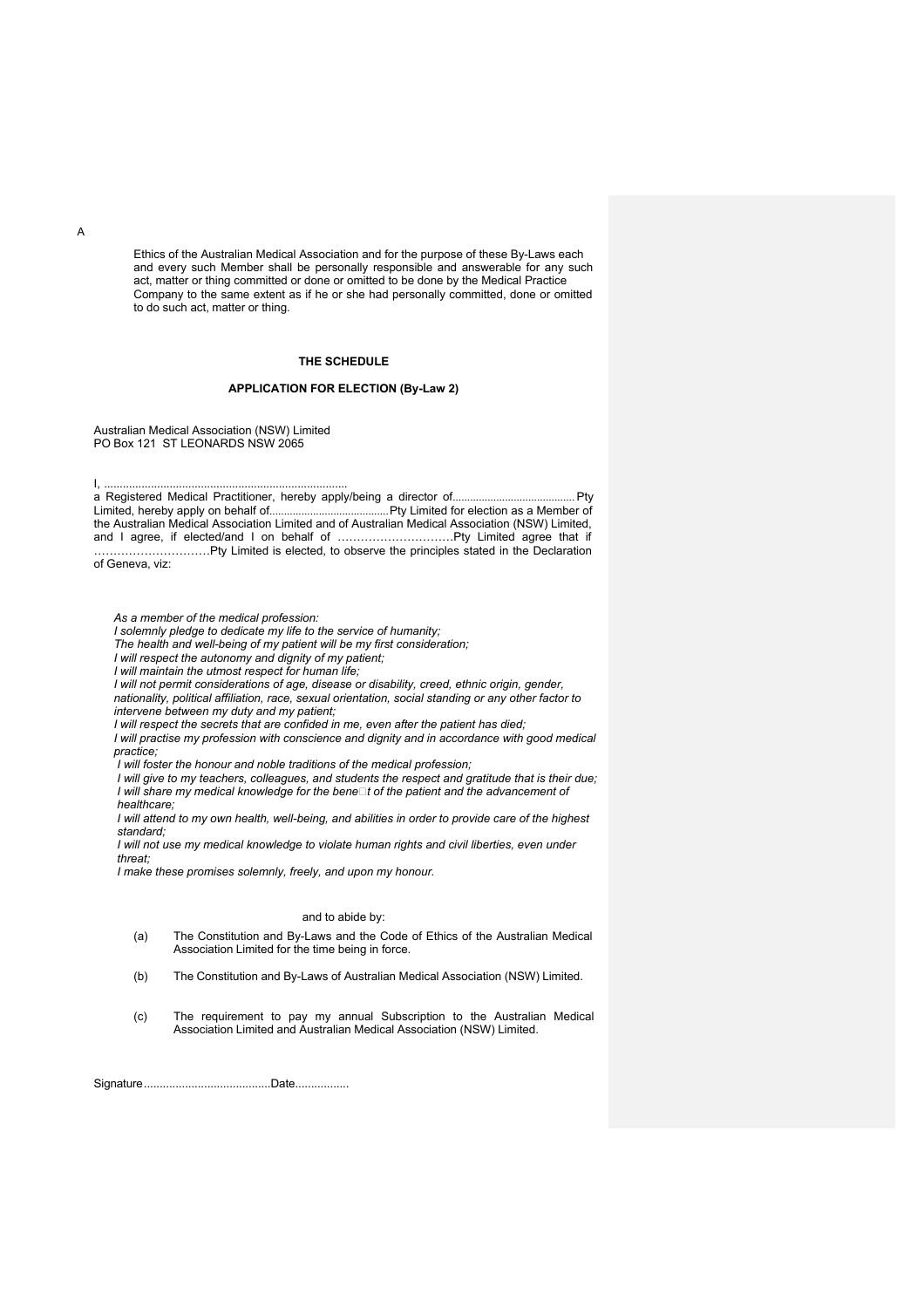A

Ethics of the Australian Medical Association and for the purpose of these By-Laws each and every such Member shall be personally responsible and answerable for any such act, matter or thing committed or done or omitted to be done by the Medical Practice Company to the same extent as if he or she had personally committed, done or omitted to do such act, matter or thing.

**THE SCHEDULE**

**APPLICATION FOR ELECTION (By-Law 2)**

Australian Medical Association (NSW) Limited
PO Box 121 ST LEONARDS NSW 2065

I, ..............................................................................
a Registered Medical Practitioner, hereby apply/being a director of.......................................... Pty Limited, hereby apply on behalf of........................................Pty Limited for election as a Member of the Australian Medical Association Limited and of Australian Medical Association (NSW) Limited, and I agree, if elected/and I on behalf of …………………………Pty Limited agree that if …………………………Pty Limited is elected, to observe the principles stated in the Declaration of Geneva, viz:

*As a member of the medical profession:*
*I solemnly pledge to dedicate my life to the service of humanity;*
*The health and well-being of my patient will be my first consideration;*
*I will respect the autonomy and dignity of my patient;*
*I will maintain the utmost respect for human life;*
*I will not permit considerations of age, disease or disability, creed, ethnic origin, gender, nationality, political affiliation, race, sexual orientation, social standing or any other factor to intervene between my duty and my patient;*
*I will respect the secrets that are confided in me, even after the patient has died;*
*I will practise my profession with conscience and dignity and in accordance with good medical practice;*
*I will foster the honour and noble traditions of the medical profession;*
*I will give to my teachers, colleagues, and students the respect and gratitude that is their due;*
*I will share my medical knowledge for the benefit of the patient and the advancement of healthcare;*
*I will attend to my own health, well-being, and abilities in order to provide care of the highest standard;*
*I will not use my medical knowledge to violate human rights and civil liberties, even under threat;*
*I make these promises solemnly, freely, and upon my honour.*

and to abide by:

(a) The Constitution and By-Laws and the Code of Ethics of the Australian Medical Association Limited for the time being in force.

(b) The Constitution and By-Laws of Australian Medical Association (NSW) Limited.

(c) The requirement to pay my annual Subscription to the Australian Medical Association Limited and Australian Medical Association (NSW) Limited.

Signature........................................Date.................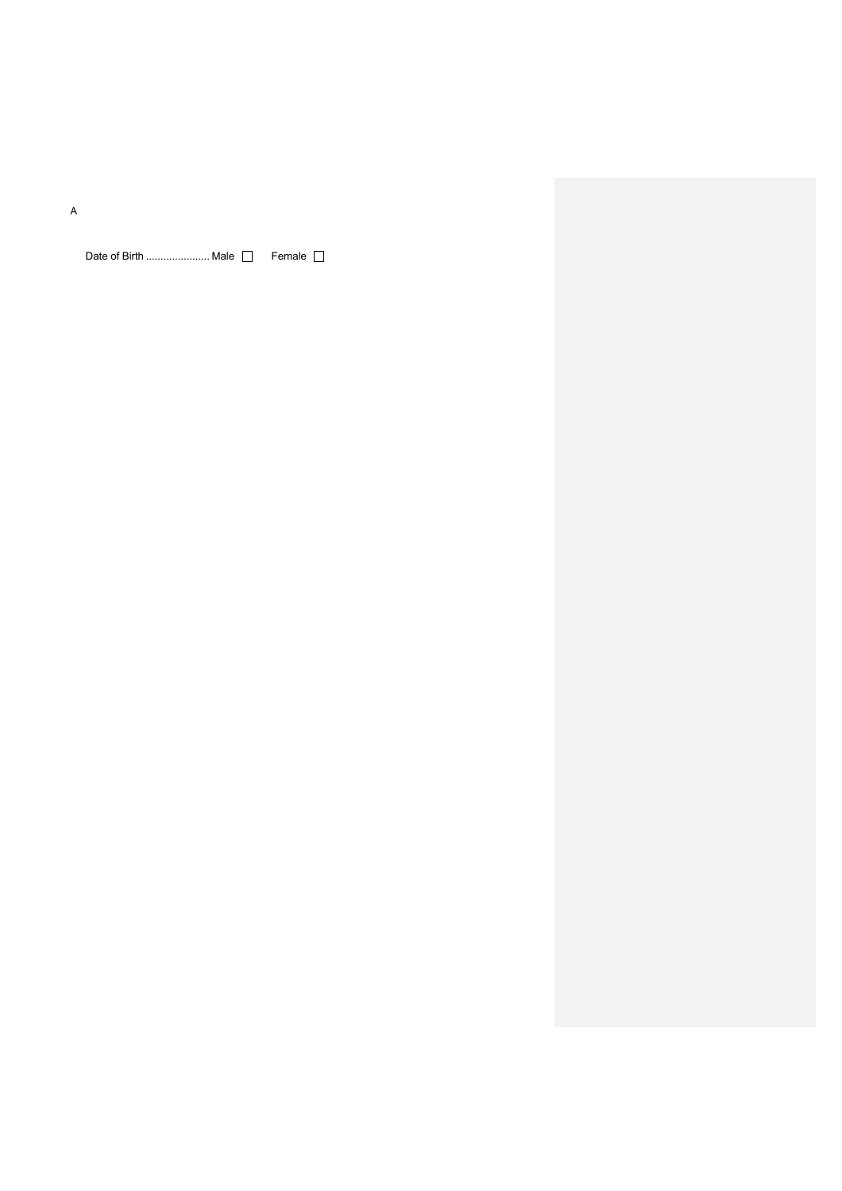A

Date of Birth ..................... Male ☐ Female ☐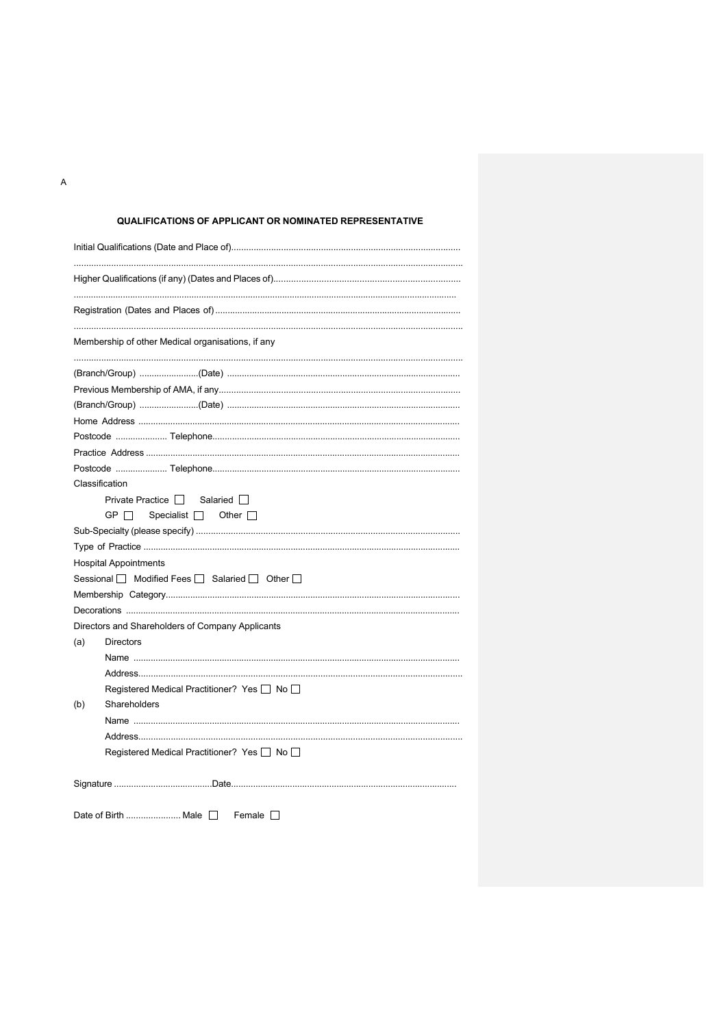A

## QUALIFICATIONS OF APPLICANT OR NOMINATED REPRESENTATIVE

Initial Qualifications (Date and Place of)..........................................................................................

...........................................................................................................................................................

Higher Qualifications (if any) (Dates and Places of)..........................................................................

...........................................................................................................................................................

Registration (Dates and Places of)...................................................................................................

...........................................................................................................................................................

Membership of other Medical organisations, if any

...........................................................................................................................................................

(Branch/Group) ........................(Date) .............................................................................................

Previous Membership of AMA, if any.................................................................................................

(Branch/Group) ........................(Date) .............................................................................................

Home Address ..................................................................................................................................

Postcode ..................... Telephone....................................................................................................

Practice Address ...............................................................................................................................

Postcode ..................... Telephone....................................................................................................

Classification

Private Practice ☐ Salaried ☐

GP ☐ Specialist ☐ Other ☐

Sub-Specialty (please specify) ..........................................................................................................

Type of Practice ................................................................................................................................

Hospital Appointments

Sessional ☐ Modified Fees ☐ Salaried ☐ Other ☐

Membership Category.......................................................................................................................

Decorations .......................................................................................................................................

Directors and Shareholders of Company Applicants

(a) Directors

Name ..................................................................................................................

Address...............................................................................................................

Registered Medical Practitioner? Yes ☐ No ☐

(b) Shareholders

Name ..................................................................................................................

Address...............................................................................................................

Registered Medical Practitioner? Yes ☐ No ☐

Signature ........................................Date...........................................................................................

Date of Birth ...................... Male ☐ Female ☐